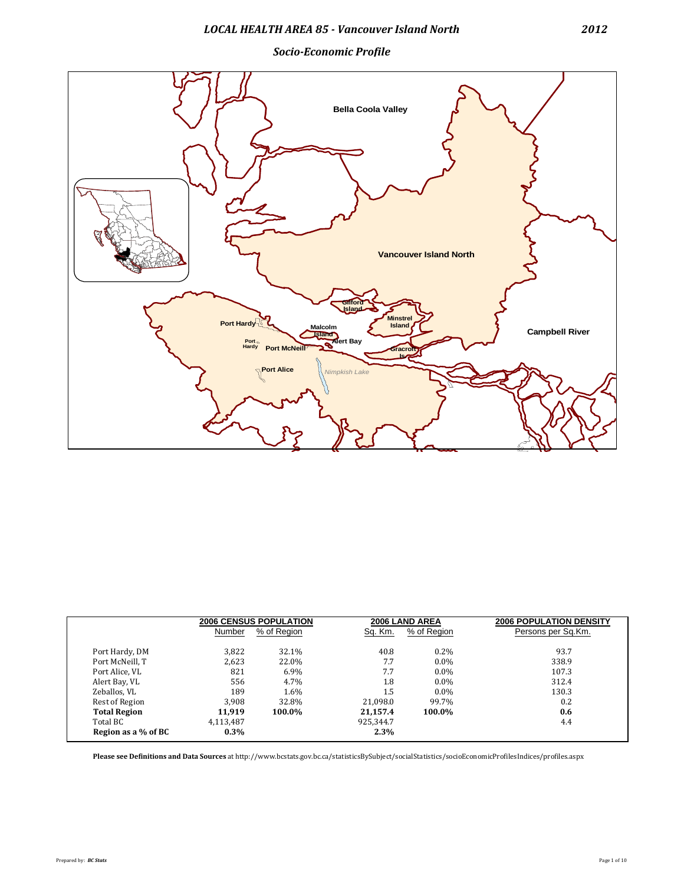# LOCAL HEALTH AREA 85 - Vancouver Island North

2012

## Socio-Economic Profile

| | 2006 CENSUS POPULATION | | 2006 LAND AREA | | 2006 POPULATION DENSITY |
|---|---|---|---|---|---|
| | Number | % of Region | Sq. Km. | % of Region | Persons per Sq.Km. |
| Port Hardy, DM | 3,822 | 32.1% | 40.8 | 0.2% | 93.7 |
| Port McNeill, T | 2,623 | 22.0% | 7.7 | 0.0% | 338.9 |
| Port Alice, VL | 821 | 6.9% | 7.7 | 0.0% | 107.3 |
| Alert Bay, VL | 556 | 4.7% | 1.8 | 0.0% | 312.4 |
| Zeballos, VL | 189 | 1.6% | 1.5 | 0.0% | 130.3 |
| Rest of Region | 3,908 | 32.8% | 21,098.0 | 99.7% | 0.2 |
| **Total Region** | **11,919** | **100.0%** | **21,157.4** | **100.0%** | **0.6** |
| Total BC | 4,113,487 | | 925,344.7 | | 4.4 |
| **Region as a % of BC** | **0.3%** | | **2.3%** | | |

**Please see Definitions and Data Sources** at http://www.bcstats.gov.bc.ca/statisticsBySubject/socialStatistics/socioEconomicProfilesIndices/profiles.aspx

Prepared by: *BC Stats*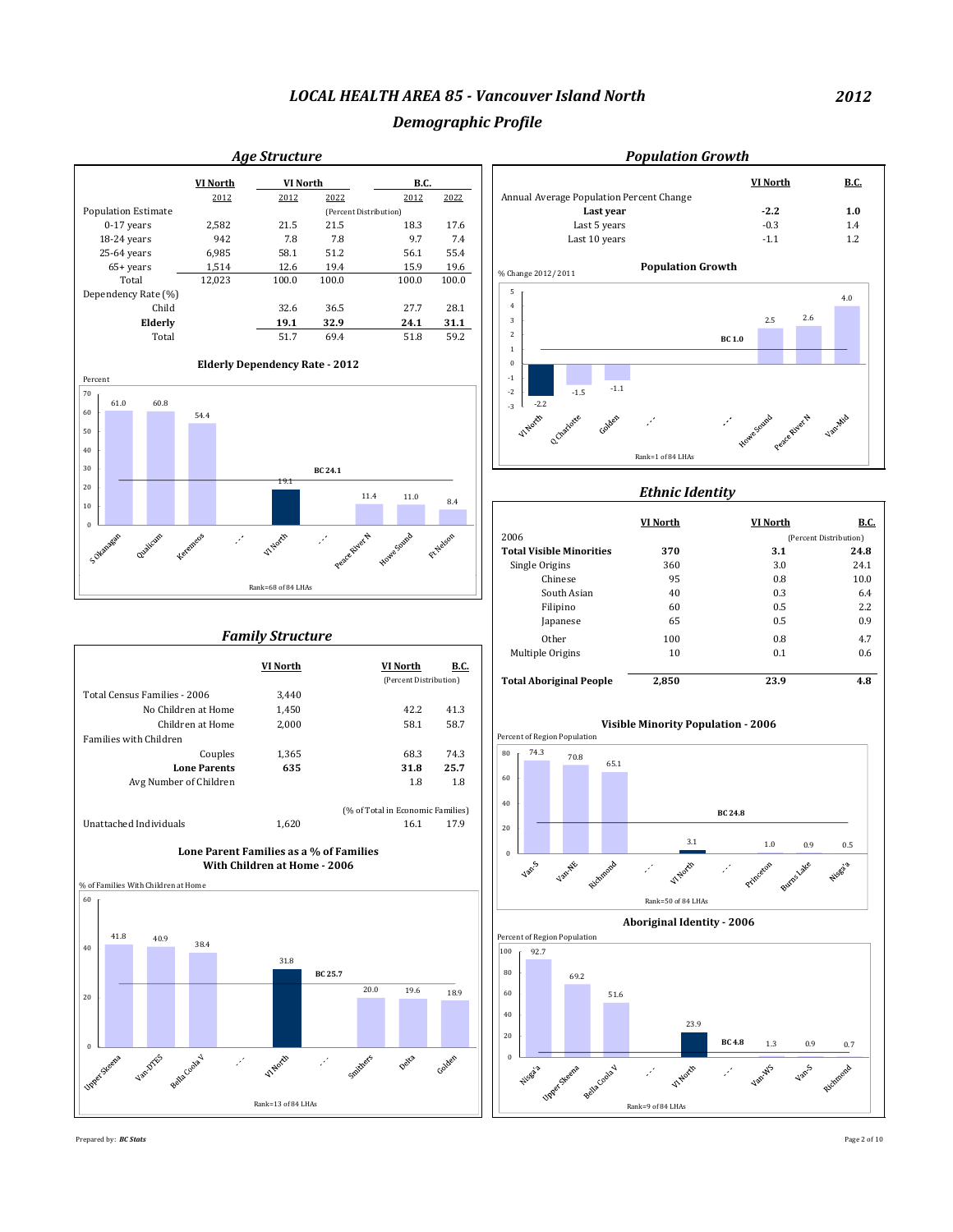# *LOCAL HEALTH AREA 85 - Vancouver Island North* *2012*

## *Demographic Profile*

### *Age Structure*

| | VI North 2012 | VI North 2012 | VI North 2022 | B.C. 2012 | B.C. 2022 |
|---|---|---|---|---|---|
| Population Estimate | | (Percent Distribution) | | | |
| 0-17 years | 2,582 | 21.5 | 21.5 | 18.3 | 17.6 |
| 18-24 years | 942 | 7.8 | 7.8 | 9.7 | 7.4 |
| 25-64 years | 6,985 | 58.1 | 51.2 | 56.1 | 55.4 |
| 65+ years | 1,514 | 12.6 | 19.4 | 15.9 | 19.6 |
| Total | 12,023 | 100.0 | 100.0 | 100.0 | 100.0 |
| Dependency Rate (%) | | | | | |
| Child | | 32.6 | 36.5 | 27.7 | 28.1 |
| **Elderly** | | **19.1** | **32.9** | **24.1** | **31.1** |
| Total | | 51.7 | 69.4 | 51.8 | 59.2 |

**Elderly Dependency Rate - 2012**

Percent

| S Okanagan | Qualicum | Keremeos | ... | VI North | ... | Peace River N | Howe Sound | Ft Nelson |
|---|---|---|---|---|---|---|---|---|
| 61.0 | 60.8 | 54.4 | | 19.1 | | 11.4 | 11.0 | 8.4 |

BC 24.1

Rank=68 of 84 LHAs

### *Population Growth*

| | VI North | B.C. |
|---|---|---|
| Annual Average Population Percent Change | | |
| **Last year** | **-2.2** | **1.0** |
| Last 5 years | -0.3 | 1.4 |
| Last 10 years | -1.1 | 1.2 |

**Population Growth**

% Change 2012/2011

| VI North | Q Charlotte | Golden | ... | ... | Howe Sound | Peace River N | Van-Mid |
|---|---|---|---|---|---|---|---|
| -2.2 | -1.5 | -1.1 | | | 2.5 | 2.6 | 4.0 |

BC 1.0

Rank=1 of 84 LHAs

### *Ethnic Identity*

| 2006 | VI North | VI North (Percent Distribution) | B.C. (Percent Distribution) |
|---|---|---|---|
| **Total Visible Minorities** | **370** | **3.1** | **24.8** |
| Single Origins | 360 | 3.0 | 24.1 |
| Chinese | 95 | 0.8 | 10.0 |
| South Asian | 40 | 0.3 | 6.4 |
| Filipino | 60 | 0.5 | 2.2 |
| Japanese | 65 | 0.5 | 0.9 |
| Other | 100 | 0.8 | 4.7 |
| Multiple Origins | 10 | 0.1 | 0.6 |
| **Total Aboriginal People** | **2,850** | **23.9** | **4.8** |

**Visible Minority Population - 2006**

Percent of Region Population

| Van-S | Van-NE | Richmond | ... | VI North | ... | Princeton | Burns Lake | Nisga'a |
|---|---|---|---|---|---|---|---|---|
| 74.3 | 70.8 | 65.1 | | 3.1 | | 1.0 | 0.9 | 0.5 |

BC 24.8

Rank=50 of 84 LHAs

**Aboriginal Identity - 2006**

Percent of Region Population

| Nisga'a | Upper Skeena | Bella Coola V | ... | VI North | ... | Van-WS | Van-S | Richmond |
|---|---|---|---|---|---|---|---|---|
| 92.7 | 69.2 | 51.6 | | 23.9 | | 1.3 | 0.9 | 0.7 |

BC 4.8

Rank=9 of 84 LHAs

### *Family Structure*

| | VI North | VI North (Percent Distribution) | B.C. (Percent Distribution) |
|---|---|---|---|
| Total Census Families - 2006 | 3,440 | | |
| No Children at Home | 1,450 | 42.2 | 41.3 |
| Children at Home | 2,000 | 58.1 | 58.7 |
| Families with Children | | | |
| Couples | 1,365 | 68.3 | 74.3 |
| **Lone Parents** | **635** | **31.8** | **25.7** |
| Avg Number of Children | | 1.8 | 1.8 |
| | | (% of Total in Economic Families) | |
| Unattached Individuals | 1,620 | 16.1 | 17.9 |

**Lone Parent Families as a % of Families With Children at Home - 2006**

% of Families With Children at Home

| Upper Skeena | Van-DTES | Bella Coola V | ... | VI North | ... | Smithers | Delta | Golden |
|---|---|---|---|---|---|---|---|---|
| 41.8 | 40.9 | 38.4 | | 31.8 | | 20.0 | 19.6 | 18.9 |

BC 25.7

Rank=13 of 84 LHAs

Prepared by: ***BC Stats***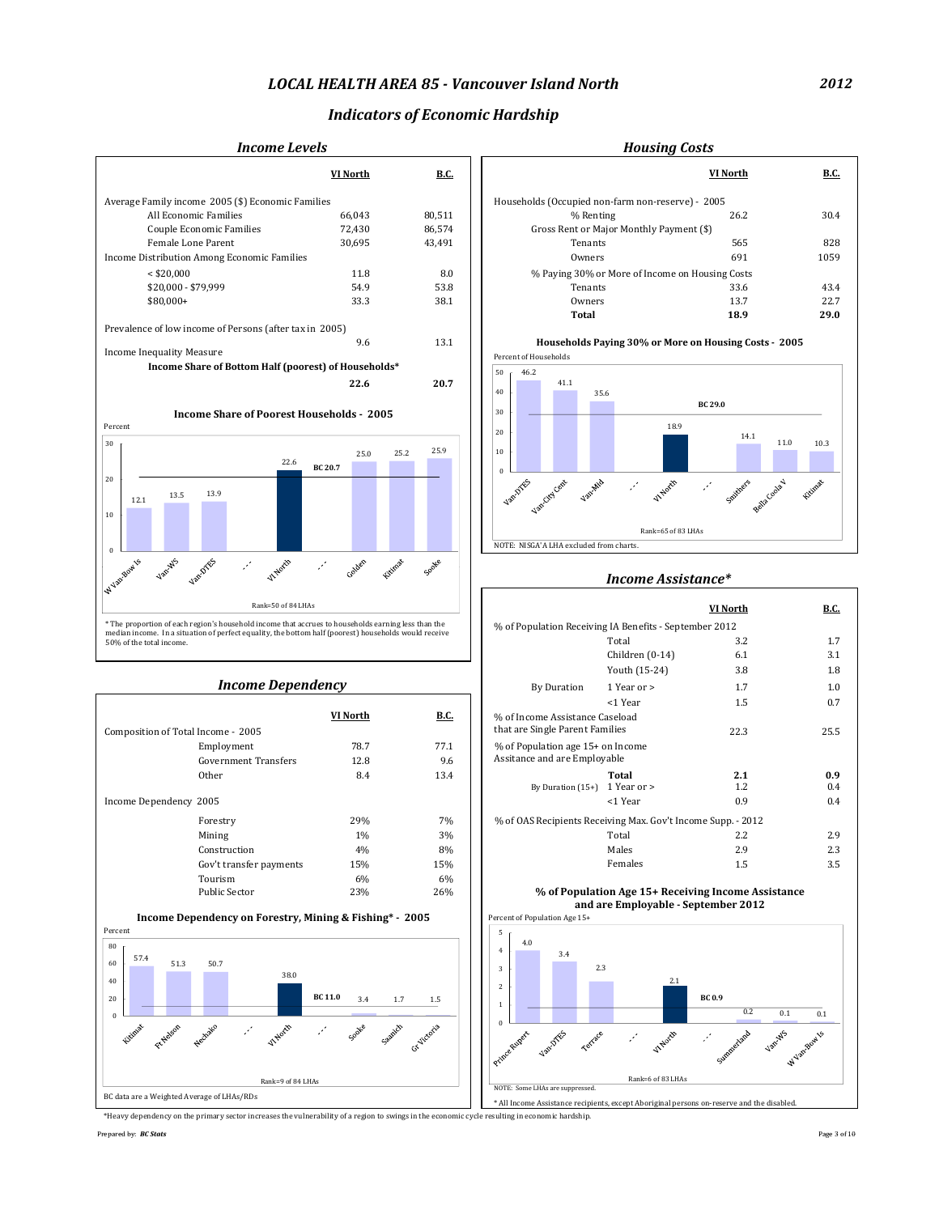# LOCAL HEALTH AREA 85 - Vancouver Island North

2012

## Indicators of Economic Hardship

### Income Levels

| | VI North | B.C. |
|---|---|---|
| Average Family income 2005 ($) Economic Families | | |
| All Economic Families | 66,043 | 80,511 |
| Couple Economic Families | 72,430 | 86,574 |
| Female Lone Parent | 30,695 | 43,491 |
| Income Distribution Among Economic Families | | |
| < $20,000 | 11.8 | 8.0 |
| $20,000 - $79,999 | 54.9 | 53.8 |
| $80,000+ | 33.3 | 38.1 |
| Prevalence of low income of Persons (after tax in 2005) | 9.6 | 13.1 |
| Income Inequality Measure | | |
| **Income Share of Bottom Half (poorest) of Households*** | **22.6** | **20.7** |

**Income Share of Poorest Households - 2005**

Percent

| W Van-Bow Is | Van-WS | Van-DTES | ... | VI North | ... | Golden | Kitimat | Sooke |
|---|---|---|---|---|---|---|---|---|
| 12.1 | 13.5 | 13.9 | | 22.6 | | 25.0 | 25.2 | 25.9 |

BC 20.7

Rank=50 of 84 LHAs

* The proportion of each region's household income that accrues to households earning less than the median income. In a situation of perfect equality, the bottom half (poorest) households would receive 50% of the total income.

### Income Dependency

| | VI North | B.C. |
|---|---|---|
| Composition of Total Income - 2005 | | |
| Employment | 78.7 | 77.1 |
| Government Transfers | 12.8 | 9.6 |
| Other | 8.4 | 13.4 |
| Income Dependency 2005 | | |
| Forestry | 29% | 7% |
| Mining | 1% | 3% |
| Construction | 4% | 8% |
| Gov't transfer payments | 15% | 15% |
| Tourism | 6% | 6% |
| Public Sector | 23% | 26% |

**Income Dependency on Forestry, Mining & Fishing* - 2005**

Percent

| Kitimat | Ft Nelson | Nechako | ... | VI North | ... | Sooke | Saanich | Gr Victoria |
|---|---|---|---|---|---|---|---|---|
| 57.4 | 51.3 | 50.7 | | 38.0 | | 3.4 | 1.7 | 1.5 |

BC 11.0

Rank=9 of 84 LHAs

BC data are a Weighted Average of LHAs/RDs

### Housing Costs

| | VI North | B.C. |
|---|---|---|
| Households (Occupied non-farm non-reserve) - 2005 | | |
| % Renting | 26.2 | 30.4 |
| Gross Rent or Major Monthly Payment ($) | | |
| Tenants | 565 | 828 |
| Owners | 691 | 1059 |
| % Paying 30% or More of Income on Housing Costs | | |
| Tenants | 33.6 | 43.4 |
| Owners | 13.7 | 22.7 |
| **Total** | **18.9** | **29.0** |

**Households Paying 30% or More on Housing Costs - 2005**

Percent of Households

| Van-DTES | Van-City Cent | Van-Mid | ... | VI North | ... | Smithers | Bella Coola V | Kitimat |
|---|---|---|---|---|---|---|---|---|
| 46.2 | 41.1 | 35.6 | | 18.9 | | 14.1 | 11.0 | 10.3 |

BC 29.0

Rank=65 of 83 LHAs

NOTE: NISGA'A LHA excluded from charts.

### Income Assistance*

| | | VI North | B.C. |
|---|---|---|---|
| % of Population Receiving IA Benefits - September 2012 | | | |
| | Total | 3.2 | 1.7 |
| | Children (0-14) | 6.1 | 3.1 |
| | Youth (15-24) | 3.8 | 1.8 |
| By Duration | 1 Year or > | 1.7 | 1.0 |
| | <1 Year | 1.5 | 0.7 |
| % of Income Assistance Caseload that are Single Parent Families | | 22.3 | 25.5 |
| % of Population age 15+ on Income Assitance and are Employable | | | |
| | **Total** | **2.1** | **0.9** |
| By Duration (15+) | 1 Year or > | 1.2 | 0.4 |
| | <1 Year | 0.9 | 0.4 |
| % of OAS Recipients Receiving Max. Gov't Income Supp. - 2012 | | | |
| | Total | 2.2 | 2.9 |
| | Males | 2.9 | 2.3 |
| | Females | 1.5 | 3.5 |

**% of Population Age 15+ Receiving Income Assistance and are Employable - September 2012**

Percent of Population Age 15+

| Prince Rupert | Van-DTES | Terrace | ... | VI North | ... | Summerland | Van-WS | W Van-Bow Is |
|---|---|---|---|---|---|---|---|---|
| 4.0 | 3.4 | 2.3 | | 2.1 | | 0.2 | 0.1 | 0.1 |

BC 0.9

Rank=6 of 83 LHAs

NOTE: Some LHAs are suppressed.

* All Income Assistance recipients, except Aboriginal persons on-reserve and the disabled.

*Heavy dependency on the primary sector increases the vulnerability of a region to swings in the economic cycle resulting in economic hardship.

Prepared by: *BC Stats*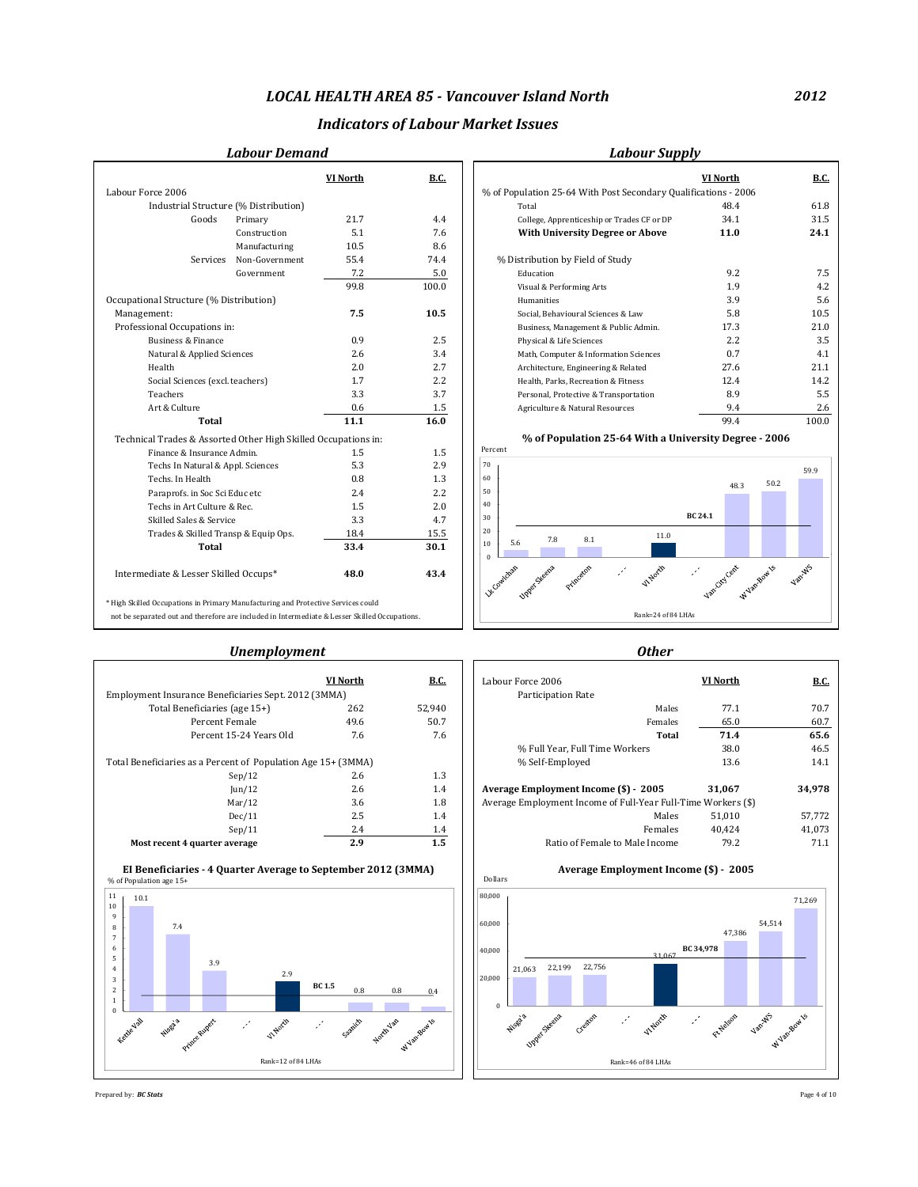# LOCAL HEALTH AREA 85 - Vancouver Island North

**2012**

## Indicators of Labour Market Issues

### Labour Demand

| | | VI North | B.C. |
|---|---|---|---|
| Labour Force 2006 | | | |
| Industrial Structure (% Distribution) | | | |
| Goods | Primary | 21.7 | 4.4 |
| | Construction | 5.1 | 7.6 |
| | Manufacturing | 10.5 | 8.6 |
| Services | Non-Government | 55.4 | 74.4 |
| | Government | 7.2 | 5.0 |
| | | 99.8 | 100.0 |
| Occupational Structure (% Distribution) | | | |
| Management: | | **7.5** | **10.5** |
| Professional Occupations in: | | | |
| Business & Finance | | 0.9 | 2.5 |
| Natural & Applied Sciences | | 2.6 | 3.4 |
| Health | | 2.0 | 2.7 |
| Social Sciences (excl. teachers) | | 1.7 | 2.2 |
| Teachers | | 3.3 | 3.7 |
| Art & Culture | | 0.6 | 1.5 |
| **Total** | | **11.1** | **16.0** |
| Technical Trades & Assorted Other High Skilled Occupations in: | | | |
| Finance & Insurance Admin. | | 1.5 | 1.5 |
| Techs In Natural & Appl. Sciences | | 5.3 | 2.9 |
| Techs. In Health | | 0.8 | 1.3 |
| Paraprofs. in Soc Sci Educ etc | | 2.4 | 2.2 |
| Techs in Art Culture & Rec. | | 1.5 | 2.0 |
| Skilled Sales & Service | | 3.3 | 4.7 |
| Trades & Skilled Transp & Equip Ops. | | 18.4 | 15.5 |
| **Total** | | **33.4** | **30.1** |
| Intermediate & Lesser Skilled Occups* | | **48.0** | **43.4** |

\* High Skilled Occupations in Primary Manufacturing and Protective Services could not be separated out and therefore are included in Intermediate & Lesser Skilled Occupations.

### Labour Supply

| | VI North | B.C. |
|---|---|---|
| % of Population 25-64 With Post Secondary Qualifications - 2006 | | |
| Total | 48.4 | 61.8 |
| College, Apprenticeship or Trades CF or DP | 34.1 | 31.5 |
| **With University Degree or Above** | **11.0** | **24.1** |
| % Distribution by Field of Study | | |
| Education | 9.2 | 7.5 |
| Visual & Performing Arts | 1.9 | 4.2 |
| Humanities | 3.9 | 5.6 |
| Social, Behavioural Sciences & Law | 5.8 | 10.5 |
| Business, Management & Public Admin. | 17.3 | 21.0 |
| Physical & Life Sciences | 2.2 | 3.5 |
| Math, Computer & Information Sciences | 0.7 | 4.1 |
| Architecture, Engineering & Related | 27.6 | 21.1 |
| Health, Parks, Recreation & Fitness | 12.4 | 14.2 |
| Personal, Protective & Transportation | 8.9 | 5.5 |
| Agriculture & Natural Resources | 9.4 | 2.6 |
| | 99.4 | 100.0 |

**% of Population 25-64 With a University Degree - 2006**

| LHA | Percent |
|---|---|
| Lk Cowichan | 5.6 |
| Upper Skeena | 7.8 |
| Princeton | 8.1 |
| VI North | 11.0 |
| Van-City Cent | 48.3 |
| W Van-Bow Is | 50.2 |
| Van-WS | 59.9 |

BC 24.1. Rank=24 of 84 LHAs

### Unemployment

| | VI North | B.C. |
|---|---|---|
| Employment Insurance Beneficiaries Sept. 2012 (3MMA) | | |
| Total Beneficiaries (age 15+) | 262 | 52,940 |
| Percent Female | 49.6 | 50.7 |
| Percent 15-24 Years Old | 7.6 | 7.6 |
| Total Beneficiaries as a Percent of Population Age 15+ (3MMA) | | |
| Sep/12 | 2.6 | 1.3 |
| Jun/12 | 2.6 | 1.4 |
| Mar/12 | 3.6 | 1.8 |
| Dec/11 | 2.5 | 1.4 |
| Sep/11 | 2.4 | 1.4 |
| **Most recent 4 quarter average** | **2.9** | **1.5** |

**EI Beneficiaries - 4 Quarter Average to September 2012 (3MMA)**

| LHA | % of Population age 15+ |
|---|---|
| Kettle Vall | 10.1 |
| Nisga'a | 7.4 |
| Prince Rupert | 3.9 |
| VI North | 2.9 |
| Saanich | 0.8 |
| North Van | 0.8 |
| W Van-Bow Is | 0.4 |

BC 1.5. Rank=12 of 84 LHAs

### Other

| | VI North | B.C. |
|---|---|---|
| Labour Force 2006 | | |
| Participation Rate | | |
| Males | 77.1 | 70.7 |
| Females | 65.0 | 60.7 |
| **Total** | **71.4** | **65.6** |
| % Full Year, Full Time Workers | 38.0 | 46.5 |
| % Self-Employed | 13.6 | 14.1 |
| **Average Employment Income ($) - 2005** | **31,067** | **34,978** |
| Average Employment Income of Full-Year Full-Time Workers ($) | | |
| Males | 51,010 | 57,772 |
| Females | 40,424 | 41,073 |
| Ratio of Female to Male Income | 79.2 | 71.1 |

**Average Employment Income ($) - 2005**

| LHA | Dollars |
|---|---|
| Nisga'a | 21,063 |
| Upper Skeena | 22,199 |
| Creston | 22,756 |
| VI North | 31,067 |
| Ft Nelson | 47,386 |
| Van-WS | 54,514 |
| W Van-Bow Is | 71,269 |

BC 34,978. Rank=46 of 84 LHAs

Prepared by: *BC Stats*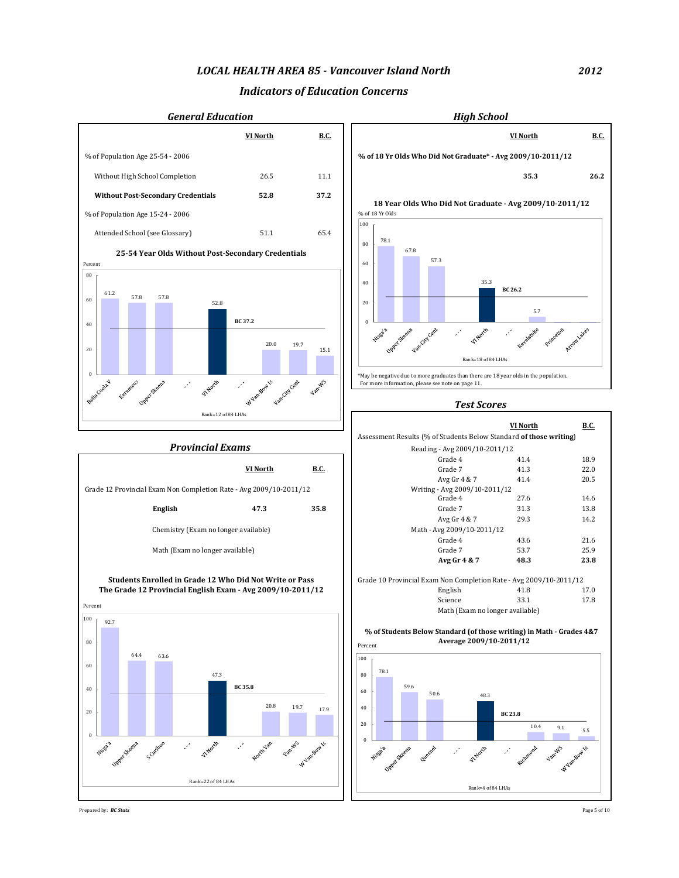# LOCAL HEALTH AREA 85 - Vancouver Island North

2012

## Indicators of Education Concerns

### General Education

| | VI North | B.C. |
|---|---|---|
| % of Population Age 25-54 - 2006 | | |
| Without High School Completion | 26.5 | 11.1 |
| **Without Post-Secondary Credentials** | **52.8** | **37.2** |
| % of Population Age 15-24 - 2006 | | |
| Attended School (see Glossary) | 51.1 | 65.4 |

**25-54 Year Olds Without Post-Secondary Credentials**

Percent

| LHA | Percent |
|---|---|
| Bella Coola V | 61.2 |
| Keremeos | 57.8 |
| Upper Skeena | 57.8 |
| ... | |
| VI North | 52.8 |
| ... | |
| W Van-Bow Is | 20.0 |
| Van-City Cent | 19.7 |
| Van-WS | 15.1 |

BC 37.2

Rank=12 of 84 LHAs

### High School

| | VI North | B.C. |
|---|---|---|
| **% of 18 Yr Olds Who Did Not Graduate* - Avg 2009/10-2011/12** | **35.3** | **26.2** |

**18 Year Olds Who Did Not Graduate - Avg 2009/10-2011/12**

% of 18 Yr Olds

| LHA | % of 18 Yr Olds |
|---|---|
| Nisga'a | 78.1 |
| Upper Skeena | 67.8 |
| Van-City Cent | 57.3 |
| ... | |
| VI North | 35.3 |
| ... | |
| Revelstoke | 5.7 |
| Princeton | |
| Arrow Lakes | |

BC 26.2

Rank=18 of 84 LHAs

*May be negative due to more graduates than there are 18 year olds in the population. For more information, please see note on page 11.

### Provincial Exams

| | VI North | B.C. |
|---|---|---|
| Grade 12 Provincial Exam Non Completion Rate - Avg 2009/10-2011/12 | | |
| **English** | **47.3** | **35.8** |
| Chemistry (Exam no longer available) | | |
| Math (Exam no longer available) | | |

**Students Enrolled in Grade 12 Who Did Not Write or Pass The Grade 12 Provincial English Exam - Avg 2009/10-2011/12**

Percent

| LHA | Percent |
|---|---|
| Nisga'a | 92.7 |
| Upper Skeena | 64.4 |
| S Cariboo | 63.6 |
| ... | |
| VI North | 47.3 |
| ... | |
| North Van | 20.8 |
| Van-WS | 19.7 |
| W Van-Bow Is | 17.9 |

BC 35.8

Rank=22 of 84 LHAs

### Test Scores

| | VI North | B.C. |
|---|---|---|
| Assessment Results (% of Students Below Standard **of those writing**) | | |
| Reading - Avg 2009/10-2011/12 | | |
| Grade 4 | 41.4 | 18.9 |
| Grade 7 | 41.3 | 22.0 |
| Avg Gr 4 & 7 | 41.4 | 20.5 |
| Writing - Avg 2009/10-2011/12 | | |
| Grade 4 | 27.6 | 14.6 |
| Grade 7 | 31.3 | 13.8 |
| Avg Gr 4 & 7 | 29.3 | 14.2 |
| Math - Avg 2009/10-2011/12 | | |
| Grade 4 | 43.6 | 21.6 |
| Grade 7 | 53.7 | 25.9 |
| **Avg Gr 4 & 7** | **48.3** | **23.8** |
| Grade 10 Provincial Exam Non Completion Rate - Avg 2009/10-2011/12 | | |
| English | 41.8 | 17.0 |
| Science | 33.1 | 17.8 |
| Math (Exam no longer available) | | |

**% of Students Below Standard (of those writing) in Math - Grades 4&7 Average 2009/10-2011/12**

Percent

| LHA | Percent |
|---|---|
| Nisga'a | 78.1 |
| Upper Skeena | 59.6 |
| Quesnel | 50.6 |
| ... | |
| VI North | 48.3 |
| ... | |
| Richmond | 10.4 |
| Van-WS | 9.1 |
| W Van-Bow Is | 5.5 |

BC 23.8

Rank=4 of 84 LHAs

Prepared by: *BC Stats*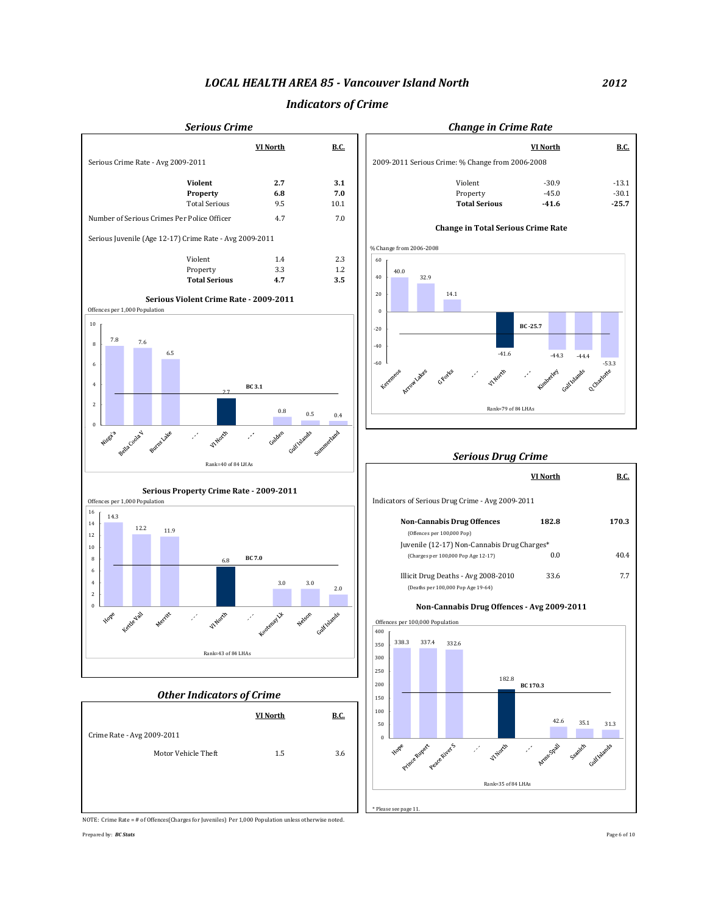# LOCAL HEALTH AREA 85 - Vancouver Island North

2012

## Indicators of Crime

### Serious Crime

| | VI North | B.C. |
|---|---|---|
| Serious Crime Rate - Avg 2009-2011 | | |
| **Violent** | **2.7** | **3.1** |
| **Property** | **6.8** | **7.0** |
| Total Serious | 9.5 | 10.1 |
| Number of Serious Crimes Per Police Officer | 4.7 | 7.0 |
| Serious Juvenile (Age 12-17) Crime Rate - Avg 2009-2011 | | |
| Violent | 1.4 | 2.3 |
| Property | 3.3 | 1.2 |
| **Total Serious** | **4.7** | **3.5** |

#### Serious Violent Crime Rate - 2009-2011

Offences per 1,000 Population

| Nisga'a | Bella Coola V | Burns Lake | ... | VI North | ... | Golden | Gulf Islands | Summerland |
|---|---|---|---|---|---|---|---|---|
| 7.8 | 7.6 | 6.5 | | 2.7 | | 0.8 | 0.5 | 0.4 |

BC 3.1

Rank=40 of 84 LHAs

#### Serious Property Crime Rate - 2009-2011

Offences per 1,000 Population

| Hope | Kettle Vall | Merritt | ... | VI North | ... | Kootenay Lk | Nelson | Gulf Islands |
|---|---|---|---|---|---|---|---|---|
| 14.3 | 12.2 | 11.9 | | 6.8 | | 3.0 | 3.0 | 2.0 |

BC 7.0

Rank=43 of 84 LHAs

### Other Indicators of Crime

| | VI North | B.C. |
|---|---|---|
| Crime Rate - Avg 2009-2011 | | |
| Motor Vehicle Theft | 1.5 | 3.6 |

### Change in Crime Rate

| 2009-2011 Serious Crime: % Change from 2006-2008 | VI North | B.C. |
|---|---|---|
| Violent | -30.9 | -13.1 |
| Property | -45.0 | -30.1 |
| **Total Serious** | **-41.6** | **-25.7** |

#### Change in Total Serious Crime Rate

% Change from 2006-2008

| Keremeos | Arrow Lakes | G Forks | ... | VI North | ... | Kimberley | Gulf Islands | Q Charlotte |
|---|---|---|---|---|---|---|---|---|
| 40.0 | 32.9 | 14.1 | | -41.6 | | -44.3 | -44.4 | -53.3 |

BC -25.7

Rank=79 of 84 LHAs

### Serious Drug Crime

| Indicators of Serious Drug Crime - Avg 2009-2011 | VI North | B.C. |
|---|---|---|
| **Non-Cannabis Drug Offences** (Offences per 100,000 Pop) | **182.8** | **170.3** |
| Juvenile (12-17) Non-Cannabis Drug Charges* (Charges per 100,000 Pop Age 12-17) | 0.0 | 40.4 |
| Illicit Drug Deaths - Avg 2008-2010 (Deaths per 100,000 Pop Age 19-64) | 33.6 | 7.7 |

#### Non-Cannabis Drug Offences - Avg 2009-2011

Offences per 100,000 Population

| Hope | Prince Rupert | Peace River S | ... | VI North | ... | Arms-Spall | Saanich | Gulf Islands |
|---|---|---|---|---|---|---|---|---|
| 338.3 | 337.4 | 332.6 | | 182.8 | | 42.6 | 35.1 | 31.3 |

BC 170.3

Rank=35 of 84 LHAs

\* Please see page 11.

NOTE: Crime Rate = # of Offences(Charges for Juveniles) Per 1,000 Population unless otherwise noted.

Prepared by: *BC Stats*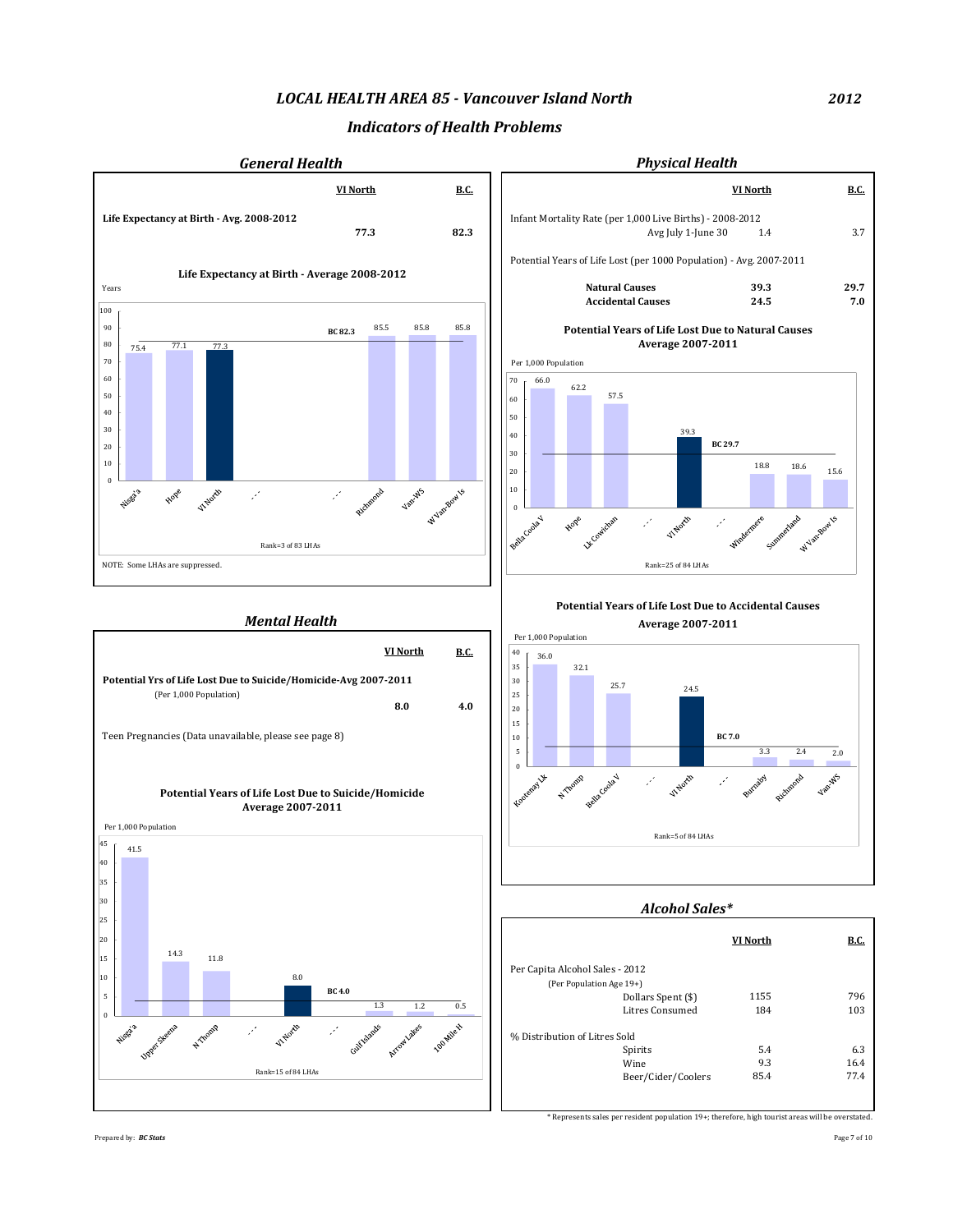# LOCAL HEALTH AREA 85 - Vancouver Island North

2012

## Indicators of Health Problems

### General Health

| | VI North | B.C. |
|---|---|---|
| **Life Expectancy at Birth - Avg. 2008-2012** | **77.3** | **82.3** |

**Life Expectancy at Birth - Average 2008-2012**

Years

| LHA | Years |
|---|---|
| Nisga'a | 75.4 |
| Hope | 77.1 |
| VI North | 77.3 |
| ... | |
| ... | |
| Richmond | 85.5 |
| Van-WS | 85.8 |
| W Van-Bow Is | 85.8 |

BC 82.3

Rank=3 of 83 LHAs

NOTE: Some LHAs are suppressed.

### Physical Health

| | VI North | B.C. |
|---|---|---|
| Infant Mortality Rate (per 1,000 Live Births) - 2008-2012 Avg July 1-June 30 | 1.4 | 3.7 |
| Potential Years of Life Lost (per 1000 Population) - Avg. 2007-2011 | | |
| **Natural Causes** | **39.3** | **29.7** |
| **Accidental Causes** | **24.5** | **7.0** |

**Potential Years of Life Lost Due to Natural Causes Average 2007-2011**

Per 1,000 Population

| LHA | Per 1,000 Population |
|---|---|
| Bella Coola V | 66.0 |
| Hope | 62.2 |
| Lk Cowichan | 57.5 |
| ... | |
| VI North | 39.3 |
| ... | |
| Windermere | 18.8 |
| Summerland | 18.6 |
| W Van-Bow Is | 15.6 |

BC 29.7

Rank=25 of 84 LHAs

**Potential Years of Life Lost Due to Accidental Causes Average 2007-2011**

Per 1,000 Population

| LHA | Per 1,000 Population |
|---|---|
| Kootenay Lk | 36.0 |
| N Thomp | 32.1 |
| Bella Coola V | 25.7 |
| ... | |
| VI North | 24.5 |
| ... | |
| Burnaby | 3.3 |
| Richmond | 2.4 |
| Van-WS | 2.0 |

BC 7.0

Rank=5 of 84 LHAs

### Mental Health

| | VI North | B.C. |
|---|---|---|
| **Potential Yrs of Life Lost Due to Suicide/Homicide-Avg 2007-2011** (Per 1,000 Population) | **8.0** | **4.0** |
| Teen Pregnancies (Data unavailable, please see page 8) | | |

**Potential Years of Life Lost Due to Suicide/Homicide Average 2007-2011**

Per 1,000 Population

| LHA | Per 1,000 Population |
|---|---|
| Nisga'a | 41.5 |
| Upper Skeena | 14.3 |
| N Thomp | 11.8 |
| ... | |
| VI North | 8.0 |
| ... | |
| Gulf Islands | 1.3 |
| Arrow Lakes | 1.2 |
| 100 Mile H | 0.5 |

BC 4.0

Rank=15 of 84 LHAs

### Alcohol Sales*

| | VI North | B.C. |
|---|---|---|
| Per Capita Alcohol Sales - 2012 (Per Population Age 19+) | | |
| Dollars Spent ($) | 1155 | 796 |
| Litres Consumed | 184 | 103 |
| % Distribution of Litres Sold | | |
| Spirits | 5.4 | 6.3 |
| Wine | 9.3 | 16.4 |
| Beer/Cider/Coolers | 85.4 | 77.4 |

* Represents sales per resident population 19+; therefore, high tourist areas will be overstated.

Prepared by: *BC Stats*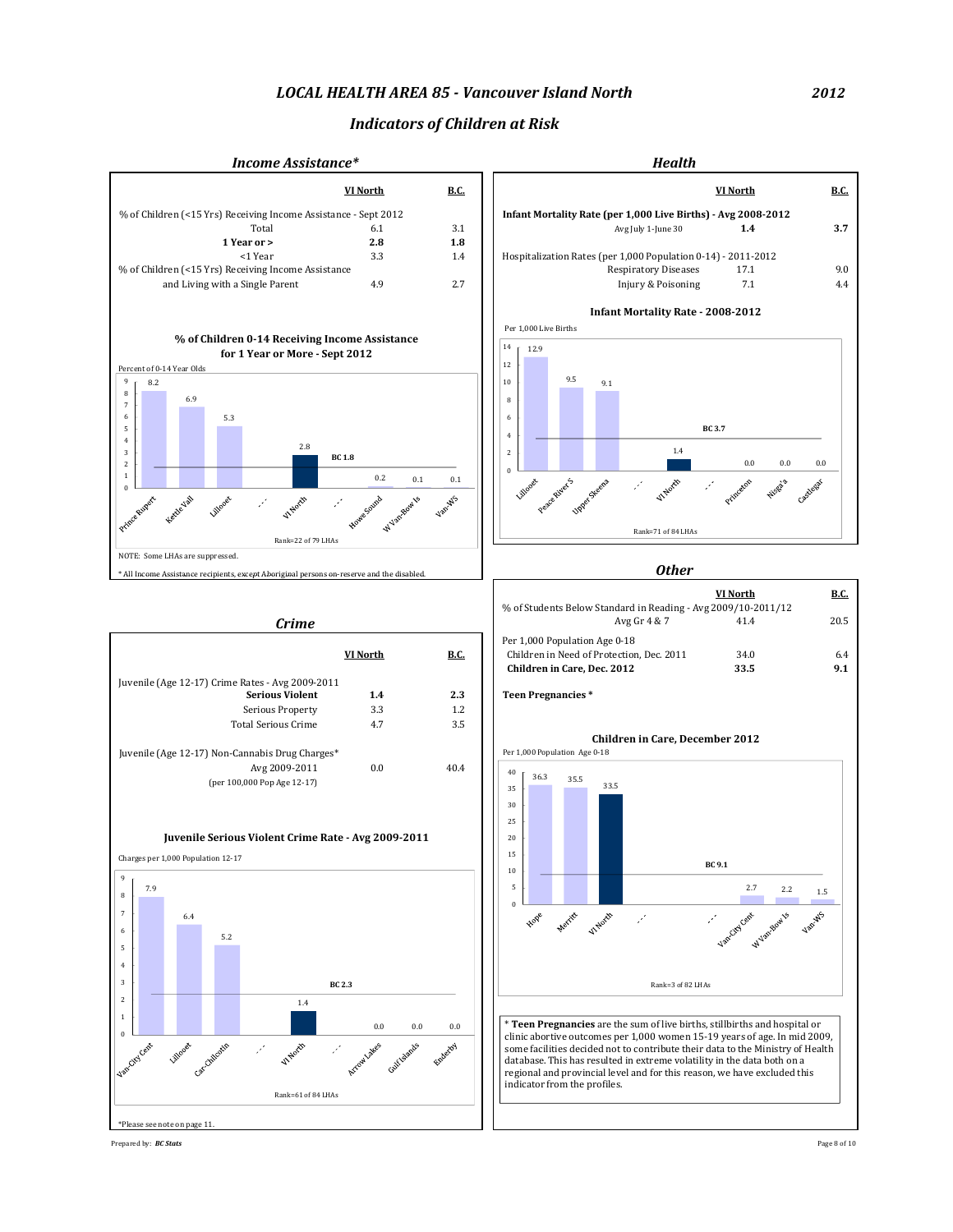# *LOCAL HEALTH AREA 85 - Vancouver Island North* 2012

## *Indicators of Children at Risk*

### *Income Assistance**

| | VI North | B.C. |
|---|---|---|
| % of Children (<15 Yrs) Receiving Income Assistance - Sept 2012 | | |
| Total | 6.1 | 3.1 |
| **1 Year or >** | **2.8** | **1.8** |
| <1 Year | 3.3 | 1.4 |
| % of Children (<15 Yrs) Receiving Income Assistance and Living with a Single Parent | 4.9 | 2.7 |

**% of Children 0-14 Receiving Income Assistance for 1 Year or More - Sept 2012**

Percent of 0-14 Year Olds

| LHA | Value |
|---|---|
| Prince Rupert | 8.2 |
| Kettle Vall | 6.9 |
| Lillooet | 5.3 |
| ... | |
| VI North | 2.8 |
| ... | |
| Howe Sound | 0.2 |
| W Van-Bow Is | 0.1 |
| Van-WS | 0.1 |

BC 1.8

Rank=22 of 79 LHAs

NOTE: Some LHAs are suppressed.

* All Income Assistance recipients, *except* Aboriginal persons on-reserve and the disabled.

### *Health*

| | VI North | B.C. |
|---|---|---|
| **Infant Mortality Rate (per 1,000 Live Births) - Avg 2008-2012** | | |
| Avg July 1-June 30 | **1.4** | **3.7** |
| Hospitalization Rates (per 1,000 Population 0-14) - 2011-2012 | | |
| Respiratory Diseases | 17.1 | 9.0 |
| Injury & Poisoning | 7.1 | 4.4 |

**Infant Mortality Rate - 2008-2012**

Per 1,000 Live Births

| LHA | Value |
|---|---|
| Lillooet | 12.9 |
| Peace River S | 9.5 |
| Upper Skeena | 9.1 |
| ... | |
| VI North | 1.4 |
| ... | |
| Princeton | 0.0 |
| Nisga'a | 0.0 |
| Castlegar | 0.0 |

BC 3.7

Rank=71 of 84 LHAs

### *Crime*

| | VI North | B.C. |
|---|---|---|
| Juvenile (Age 12-17) Crime Rates - Avg 2009-2011 | | |
| **Serious Violent** | **1.4** | **2.3** |
| Serious Property | 3.3 | 1.2 |
| Total Serious Crime | 4.7 | 3.5 |
| Juvenile (Age 12-17) Non-Cannabis Drug Charges* | | |
| Avg 2009-2011 (per 100,000 Pop Age 12-17) | 0.0 | 40.4 |

**Juvenile Serious Violent Crime Rate - Avg 2009-2011**

Charges per 1,000 Population 12-17

| LHA | Value |
|---|---|
| Van-City Cent | 7.9 |
| Lillooet | 6.4 |
| Car-Chilcotin | 5.2 |
| ... | |
| VI North | 1.4 |
| ... | |
| Arrow Lakes | 0.0 |
| Gulf Islands | 0.0 |
| Enderby | 0.0 |

BC 2.3

Rank=61 of 84 LHAs

*Please see note on page 11.

### *Other*

| | VI North | B.C. |
|---|---|---|
| % of Students Below Standard in Reading - Avg 2009/10-2011/12 | | |
| Avg Gr 4 & 7 | 41.4 | 20.5 |
| Per 1,000 Population Age 0-18 | | |
| Children in Need of Protection, Dec. 2011 | 34.0 | 6.4 |
| **Children in Care, Dec. 2012** | **33.5** | **9.1** |
| **Teen Pregnancies *** | | |

**Children in Care, December 2012**

Per 1,000 Population Age 0-18

| LHA | Value |
|---|---|
| Hope | 36.3 |
| Merritt | 35.5 |
| VI North | 33.5 |
| ... | |
| ... | |
| Van-City Cent | 2.7 |
| W Van-Bow Is | 2.2 |
| Van-WS | 1.5 |

BC 9.1

Rank=3 of 82 LHAs

* **Teen Pregnancies** are the sum of live births, stillbirths and hospital or clinic abortive outcomes per 1,000 women 15-19 years of age. In mid 2009, some facilities decided not to contribute their data to the Ministry of Health database. This has resulted in extreme volatility in the data both on a regional and provincial level and for this reason, we have excluded this indicator from the profiles.

Prepared by: ***BC Stats***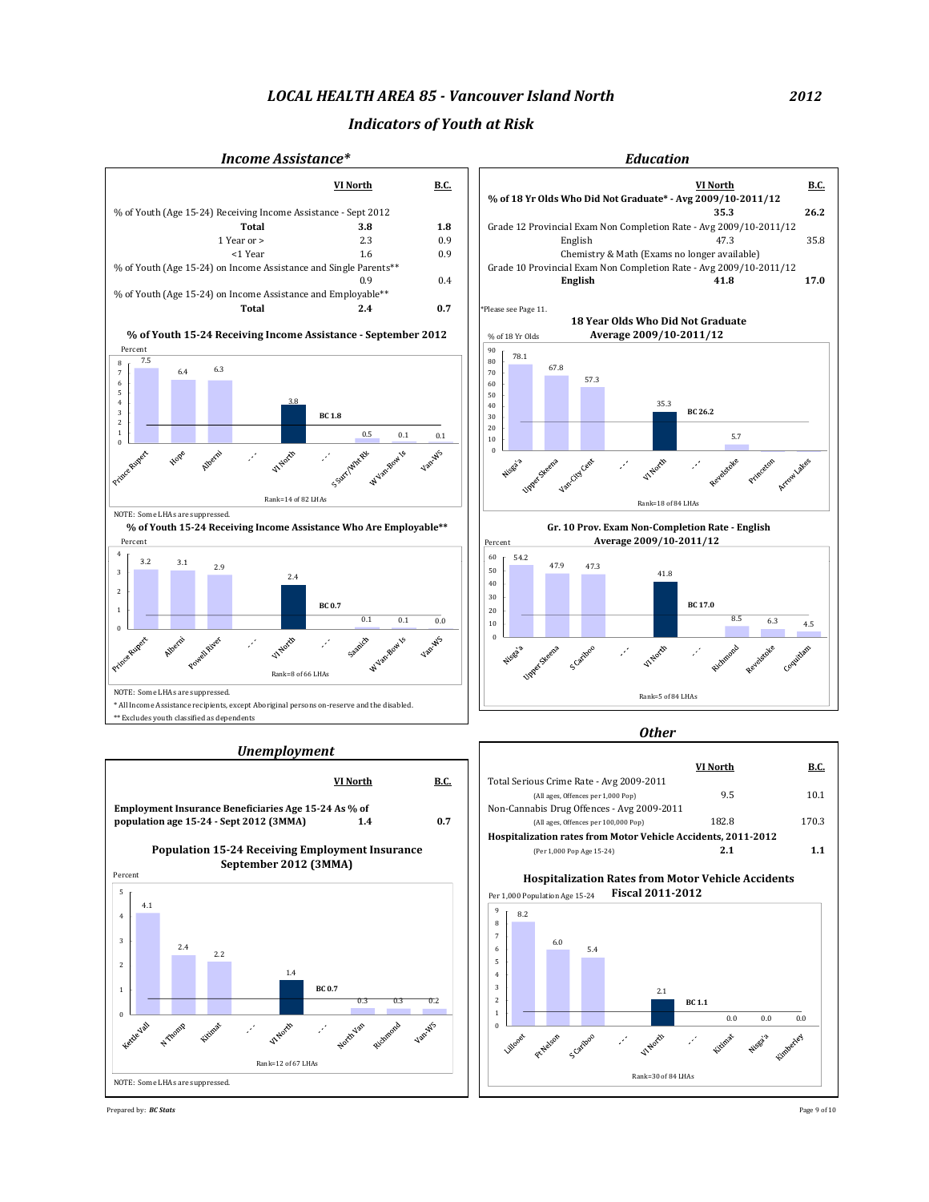# LOCAL HEALTH AREA 85 - Vancouver Island North

2012

## Indicators of Youth at Risk

### Income Assistance*

| | VI North | B.C. |
|---|---|---|
| % of Youth (Age 15-24) Receiving Income Assistance - Sept 2012 | | |
| **Total** | **3.8** | **1.8** |
| 1 Year or > | 2.3 | 0.9 |
| <1 Year | 1.6 | 0.9 |
| % of Youth (Age 15-24) on Income Assistance and Single Parents** | 0.9 | 0.4 |
| % of Youth (Age 15-24) on Income Assistance and Employable** | | |
| **Total** | **2.4** | **0.7** |

**% of Youth 15-24 Receiving Income Assistance - September 2012**

| LHA | Percent |
|---|---|
| Prince Rupert | 7.5 |
| Hope | 6.4 |
| Alberni | 6.3 |
| VI North | 3.8 |
| S Surr/Wht Rk | 0.5 |
| W Van-Bow Is | 0.1 |
| Van-WS | 0.1 |

BC 1.8

Rank=14 of 82 LHAs

NOTE: Some LHAs are suppressed.

**% of Youth 15-24 Receiving Income Assistance Who Are Employable****

| LHA | Percent |
|---|---|
| Prince Rupert | 3.2 |
| Alberni | 3.1 |
| Powell River | 2.9 |
| VI North | 2.4 |
| Saanich | 0.1 |
| W Van-Bow Is | 0.1 |
| Van-WS | 0.0 |

BC 0.7

Rank=8 of 66 LHAs

NOTE: Some LHAs are suppressed.

\* All Income Assistance recipients, except Aboriginal persons on-reserve and the disabled.

** Excludes youth classified as dependents

### Education

| | VI North | B.C. |
|---|---|---|
| **% of 18 Yr Olds Who Did Not Graduate* - Avg 2009/10-2011/12** | **35.3** | **26.2** |
| Grade 12 Provincial Exam Non Completion Rate - Avg 2009/10-2011/12 | | |
| English | 47.3 | 35.8 |
| Chemistry & Math (Exams no longer available) | | |
| Grade 10 Provincial Exam Non Completion Rate - Avg 2009/10-2011/12 | | |
| **English** | **41.8** | **17.0** |

*Please see Page 11.

**18 Year Olds Who Did Not Graduate Average 2009/10-2011/12**

| LHA | % of 18 Yr Olds |
|---|---|
| Nisga'a | 78.1 |
| Upper Skeena | 67.8 |
| Van-City Cent | 57.3 |
| VI North | 35.3 |
| Revelstoke | 5.7 |
| Princeton | |
| Arrow Lakes | |

BC 26.2

Rank=18 of 84 LHAs

**Gr. 10 Prov. Exam Non-Completion Rate - English Average 2009/10-2011/12**

| LHA | Percent |
|---|---|
| Nisga'a | 54.2 |
| Upper Skeena | 47.9 |
| S Cariboo | 47.3 |
| VI North | 41.8 |
| Richmond | 8.5 |
| Revelstoke | 6.3 |
| Coquitlam | 4.5 |

BC 17.0

Rank=5 of 84 LHAs

### Unemployment

| | VI North | B.C. |
|---|---|---|
| **Employment Insurance Beneficiaries Age 15-24 As % of population age 15-24 - Sept 2012 (3MMA)** | **1.4** | **0.7** |

**Population 15-24 Receiving Employment Insurance September 2012 (3MMA)**

| LHA | Percent |
|---|---|
| Kettle Vall | 4.1 |
| N Thomp | 2.4 |
| Kitimat | 2.2 |
| VI North | 1.4 |
| North Van | 0.3 |
| Richmond | 0.3 |
| Van-WS | 0.2 |

BC 0.7

Rank=12 of 67 LHAs

NOTE: Some LHAs are suppressed.

### Other

| | VI North | B.C. |
|---|---|---|
| Total Serious Crime Rate - Avg 2009-2011 (All ages, Offences per 1,000 Pop) | 9.5 | 10.1 |
| Non-Cannabis Drug Offences - Avg 2009-2011 (All ages, Offences per 100,000 Pop) | 182.8 | 170.3 |
| **Hospitalization rates from Motor Vehicle Accidents, 2011-2012** (Per 1,000 Pop Age 15-24) | **2.1** | **1.1** |

**Hospitalization Rates from Motor Vehicle Accidents Fiscal 2011-2012**

| LHA | Per 1,000 Population Age 15-24 |
|---|---|
| Lillooet | 8.2 |
| Ft Nelson | 6.0 |
| S Cariboo | 5.4 |
| VI North | 2.1 |
| Kitimat | 0.0 |
| Nisga'a | 0.0 |
| Kimberley | 0.0 |

BC 1.1

Rank=30 of 84 LHAs

Prepared by: *BC Stats*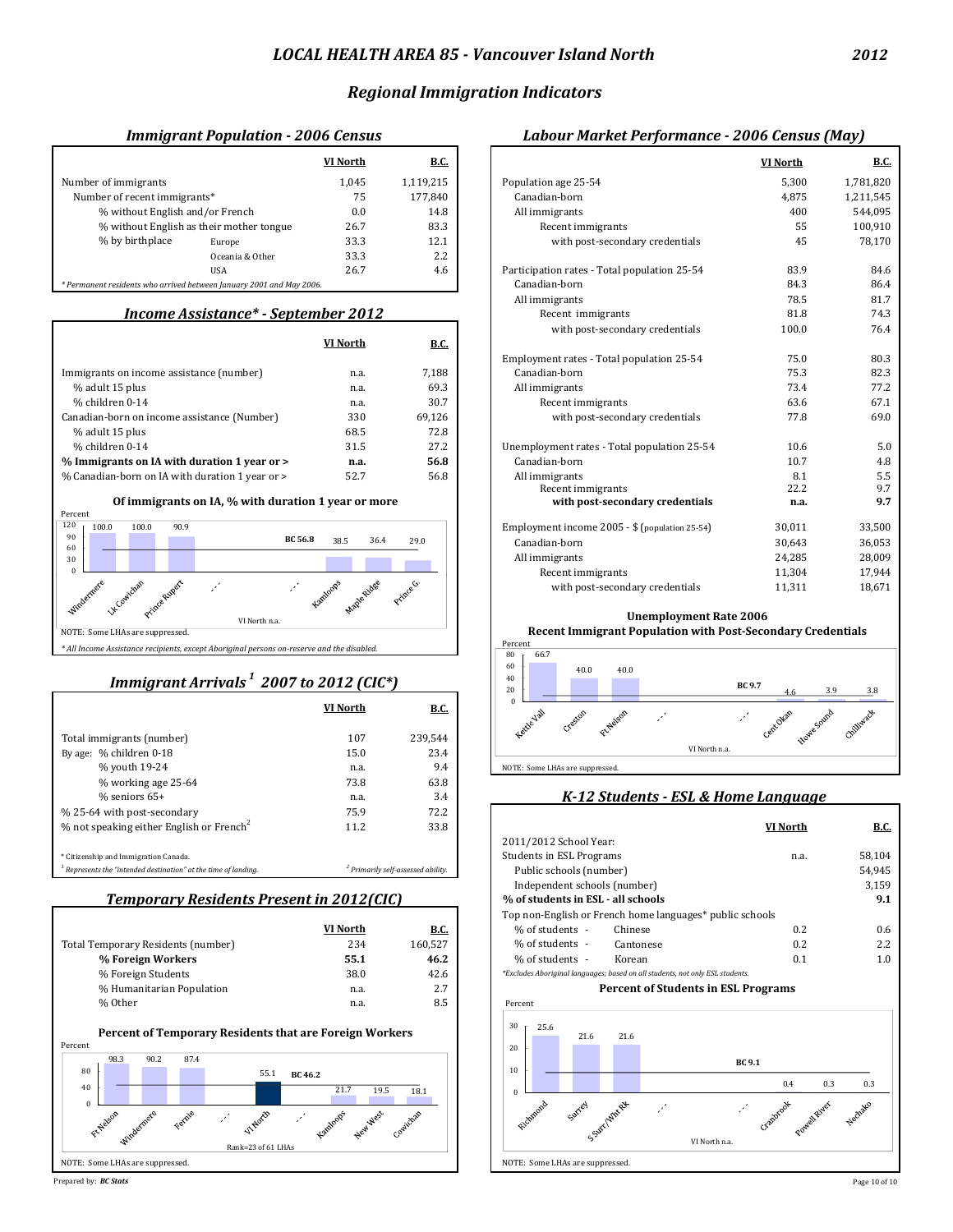# LOCAL HEALTH AREA 85 - Vancouver Island North

2012

## Regional Immigration Indicators

### Immigrant Population - 2006 Census

| | | VI North | B.C. |
|---|---|---|---|
| Number of immigrants | | 1,045 | 1,119,215 |
| Number of recent immigrants* | | 75 | 177,840 |
| % without English and/or French | | 0.0 | 14.8 |
| % without English as their mother tongue | | 26.7 | 83.3 |
| % by birthplace | Europe | 33.3 | 12.1 |
| | Oceania & Other | 33.3 | 2.2 |
| | USA | 26.7 | 4.6 |

*\* Permanent residents who arrived between January 2001 and May 2006.*

### Income Assistance* - September 2012

| | VI North | B.C. |
|---|---|---|
| Immigrants on income assistance (number) | n.a. | 7,188 |
| % adult 15 plus | n.a. | 69.3 |
| % children 0-14 | n.a. | 30.7 |
| Canadian-born on income assistance (Number) | 330 | 69,126 |
| % adult 15 plus | 68.5 | 72.8 |
| % children 0-14 | 31.5 | 27.2 |
| **% Immigrants on IA with duration 1 year or >** | **n.a.** | **56.8** |
| % Canadian-born on IA with duration 1 year or > | 52.7 | 56.8 |

**Of immigrants on IA, % with duration 1 year or more**

Percent

| Windermere | Lk Cowichan | Prince Rupert | ... | ... | Kamloops | Maple Ridge | Prince G. |
|---|---|---|---|---|---|---|---|
| 100.0 | 100.0 | 90.9 | | | 38.5 | 36.4 | 29.0 |

BC 56.8

VI North n.a.

NOTE: Some LHAs are suppressed.

*\* All Income Assistance recipients, except Aboriginal persons on-reserve and the disabled.*

### Immigrant Arrivals [1] 2007 to 2012 (CIC*)

| | VI North | B.C. |
|---|---|---|
| Total immigrants (number) | 107 | 239,544 |
| By age: % children 0-18 | 15.0 | 23.4 |
| % youth 19-24 | n.a. | 9.4 |
| % working age 25-64 | 73.8 | 63.8 |
| % seniors 65+ | n.a. | 3.4 |
| % 25-64 with post-secondary | 75.9 | 72.2 |
| % not speaking either English or French[2] | 11.2 | 33.8 |

\* Citizenship and Immigration Canada.

[1] *Represents the "intended destination" at the time of landing.*

[2] *Primarily self-assessed ability.*

### Temporary Residents Present in 2012(CIC)

| | VI North | B.C. |
|---|---|---|
| Total Temporary Residents (number) | 234 | 160,527 |
| **% Foreign Workers** | **55.1** | **46.2** |
| % Foreign Students | 38.0 | 42.6 |
| % Humanitarian Population | n.a. | 2.7 |
| % Other | n.a. | 8.5 |

**Percent of Temporary Residents that are Foreign Workers**

Percent

| Ft Nelson | Windermere | Fernie | ... | VI North | ... | Kamloops | New West | Cowichan |
|---|---|---|---|---|---|---|---|---|
| 98.3 | 90.2 | 87.4 | | 55.1 | | 21.7 | 19.5 | 18.1 |

BC 46.2

Rank=23 of 61 LHAs

NOTE: Some LHAs are suppressed.

### Labour Market Performance - 2006 Census (May)

| | VI North | B.C. |
|---|---|---|
| Population age 25-54 | 5,300 | 1,781,820 |
| Canadian-born | 4,875 | 1,211,545 |
| All immigrants | 400 | 544,095 |
| Recent immigrants | 55 | 100,910 |
| with post-secondary credentials | 45 | 78,170 |
| Participation rates - Total population 25-54 | 83.9 | 84.6 |
| Canadian-born | 84.3 | 86.4 |
| All immigrants | 78.5 | 81.7 |
| Recent immigrants | 81.8 | 74.3 |
| with post-secondary credentials | 100.0 | 76.4 |
| Employment rates - Total population 25-54 | 75.0 | 80.3 |
| Canadian-born | 75.3 | 82.3 |
| All immigrants | 73.4 | 77.2 |
| Recent immigrants | 63.6 | 67.1 |
| with post-secondary credentials | 77.8 | 69.0 |
| Unemployment rates - Total population 25-54 | 10.6 | 5.0 |
| Canadian-born | 10.7 | 4.8 |
| All immigrants | 8.1 | 5.5 |
| Recent immigrants | 22.2 | 9.7 |
| **with post-secondary credentials** | **n.a.** | **9.7** |
| Employment income 2005 - $ (population 25-54) | 30,011 | 33,500 |
| Canadian-born | 30,643 | 36,053 |
| All immigrants | 24,285 | 28,009 |
| Recent immigrants | 11,304 | 17,944 |
| with post-secondary credentials | 11,311 | 18,671 |

**Unemployment Rate 2006**
**Recent Immigrant Population with Post-Secondary Credentials**

Percent

| Kettle Vall | Creston | Ft Nelson | ... | ... | Cent Okan | Howe Sound | Chilliwack |
|---|---|---|---|---|---|---|---|
| 66.7 | 40.0 | 40.0 | | | 4.6 | 3.9 | 3.8 |

BC 9.7

VI North n.a.

NOTE: Some LHAs are suppressed.

### K-12 Students - ESL & Home Language

| | | VI North | B.C. |
|---|---|---|---|
| 2011/2012 School Year: | | | |
| Students in ESL Programs | | n.a. | 58,104 |
| Public schools (number) | | | 54,945 |
| Independent schools (number) | | | 3,159 |
| **% of students in ESL - all schools** | | | **9.1** |
| Top non-English or French home languages* public schools | | | |
| % of students - | Chinese | 0.2 | 0.6 |
| % of students - | Cantonese | 0.2 | 2.2 |
| % of students - | Korean | 0.1 | 1.0 |

*\*Excludes Aboriginal languages; based on all students, not only ESL students.*

**Percent of Students in ESL Programs**

Percent

| Richmond | Surrey | S Surr/Wht Rk | ... | ... | Cranbrook | Powell River | Nechako |
|---|---|---|---|---|---|---|---|
| 25.6 | 21.6 | 21.6 | | | 0.4 | 0.3 | 0.3 |

BC 9.1

VI North n.a.

NOTE: Some LHAs are suppressed.

Prepared by: ***BC Stats***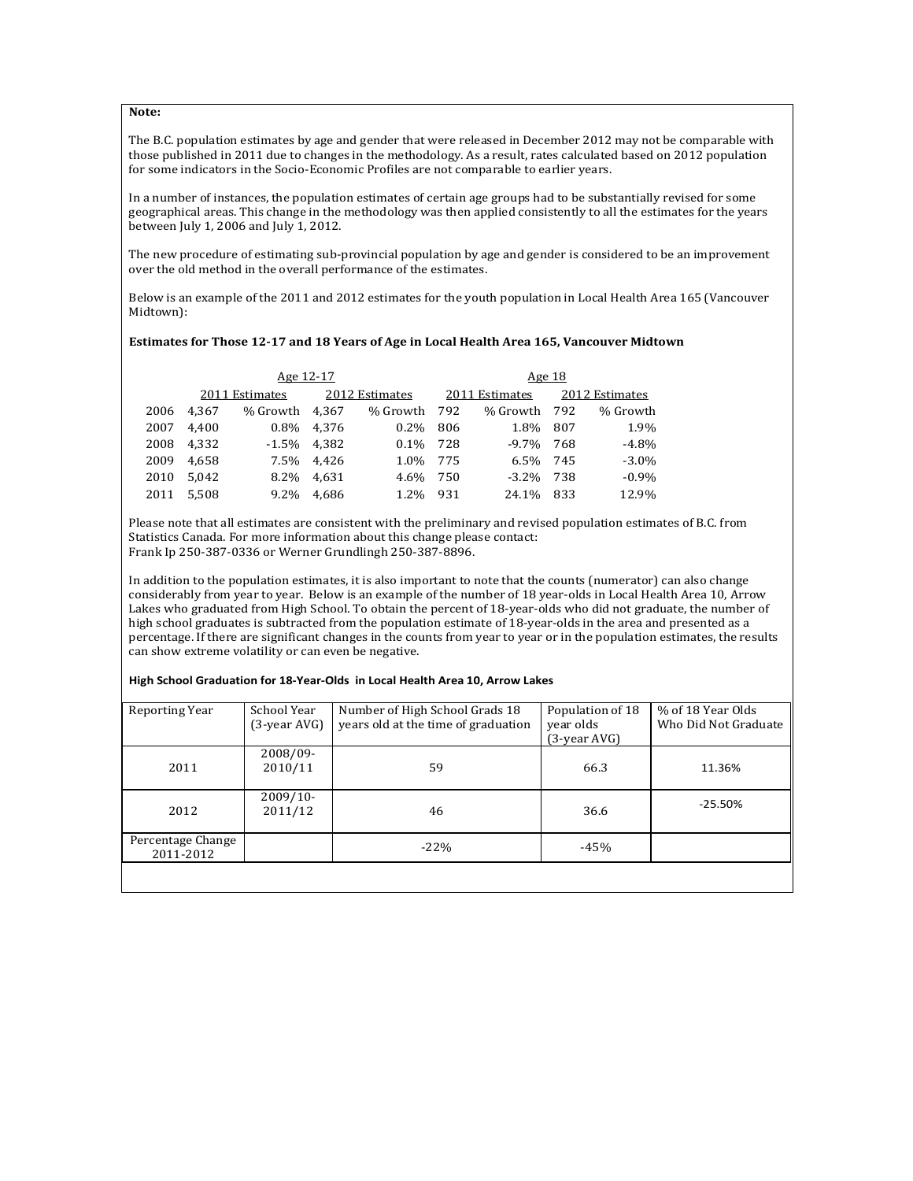**Note:**

The B.C. population estimates by age and gender that were released in December 2012 may not be comparable with those published in 2011 due to changes in the methodology. As a result, rates calculated based on 2012 population for some indicators in the Socio-Economic Profiles are not comparable to earlier years.

In a number of instances, the population estimates of certain age groups had to be substantially revised for some geographical areas. This change in the methodology was then applied consistently to all the estimates for the years between July 1, 2006 and July 1, 2012.

The new procedure of estimating sub-provincial population by age and gender is considered to be an improvement over the old method in the overall performance of the estimates.

Below is an example of the 2011 and 2012 estimates for the youth population in Local Health Area 165 (Vancouver Midtown):

**Estimates for Those 12-17 and 18 Years of Age in Local Health Area 165, Vancouver Midtown**

| | Age 12-17 | | | | Age 18 | | | |
|---|---|---|---|---|---|---|---|---|
| | 2011 Estimates | | 2012 Estimates | | 2011 Estimates | | 2012 Estimates | |
| | | % Growth | | % Growth | | % Growth | | % Growth |
| 2006 | 4,367 | | 4,367 | | 792 | | 792 | |
| 2007 | 4,400 | 0.8% | 4,376 | 0.2% | 806 | 1.8% | 807 | 1.9% |
| 2008 | 4,332 | -1.5% | 4,382 | 0.1% | 728 | -9.7% | 768 | -4.8% |
| 2009 | 4,658 | 7.5% | 4,426 | 1.0% | 775 | 6.5% | 745 | -3.0% |
| 2010 | 5,042 | 8.2% | 4,631 | 4.6% | 750 | -3.2% | 738 | -0.9% |
| 2011 | 5,508 | 9.2% | 4,686 | 1.2% | 931 | 24.1% | 833 | 12.9% |

Please note that all estimates are consistent with the preliminary and revised population estimates of B.C. from Statistics Canada. For more information about this change please contact:
Frank Ip 250-387-0336 or Werner Grundlingh 250-387-8896.

In addition to the population estimates, it is also important to note that the counts (numerator) can also change considerably from year to year. Below is an example of the number of 18 year-olds in Local Health Area 10, Arrow Lakes who graduated from High School. To obtain the percent of 18-year-olds who did not graduate, the number of high school graduates is subtracted from the population estimate of 18-year-olds in the area and presented as a percentage. If there are significant changes in the counts from year to year or in the population estimates, the results can show extreme volatility or can even be negative.

**High School Graduation for 18-Year-Olds in Local Health Area 10, Arrow Lakes**

| Reporting Year | School Year (3-year AVG) | Number of High School Grads 18 years old at the time of graduation | Population of 18 year olds (3-year AVG) | % of 18 Year Olds Who Did Not Graduate |
|---|---|---|---|---|
| 2011 | 2008/09-2010/11 | 59 | 66.3 | 11.36% |
| 2012 | 2009/10-2011/12 | 46 | 36.6 | -25.50% |
| Percentage Change 2011-2012 | | -22% | -45% | |